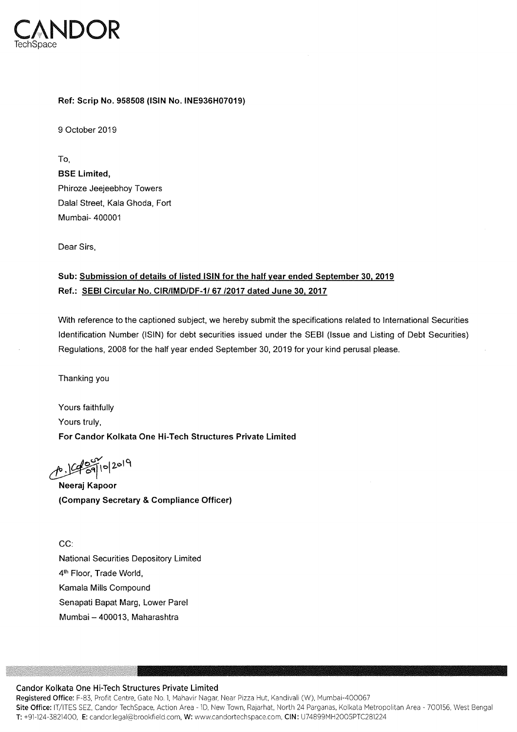CANDOR
TechSpace

**Ref: Scrip No. 958508 (ISIN No. INE936H07019)**

9 October 2019

To,

**BSE Limited,**
Phiroze Jeejeebhoy Towers
Dalal Street, Kala Ghoda, Fort
Mumbai- 400001

Dear Sirs,

**Sub: <u>Submission of details of listed ISIN for the half year ended September 30, 2019</u>**
**Ref.: <u>SEBI Circular No. CIR/IMD/DF-1/ 67 /2017 dated June 30, 2017</u>**

With reference to the captioned subject, we hereby submit the specifications related to International Securities Identification Number (ISIN) for debt securities issued under the SEBI (Issue and Listing of Debt Securities) Regulations, 2008 for the half year ended September 30, 2019 for your kind perusal please.

Thanking you

Yours faithfully
Yours truly,
**For Candor Kolkata One Hi-Tech Structures Private Limited**

09/10/2019

**Neeraj Kapoor**
**(Company Secretary & Compliance Officer)**

CC:
National Securities Depository Limited
4th Floor, Trade World,
Kamala Mills Compound
Senapati Bapat Marg, Lower Parel
Mumbai – 400013, Maharashtra

**Candor Kolkata One Hi-Tech Structures Private Limited**
**Registered Office:** F-83, Profit Centre, Gate No. 1, Mahavir Nagar, Near Pizza Hut, Kandivali (W), Mumbai-400067
**Site Office:** IT/ITES SEZ, Candor TechSpace, Action Area - 1D, New Town, Rajarhat, North 24 Parganas, Kolkata Metropolitan Area - 700156, West Bengal
**T:** +91-124-3821400, **E:** candor.legal@brookfield.com, **W:** www.candortechspace.com, **CIN:** U74899MH2005PTC281224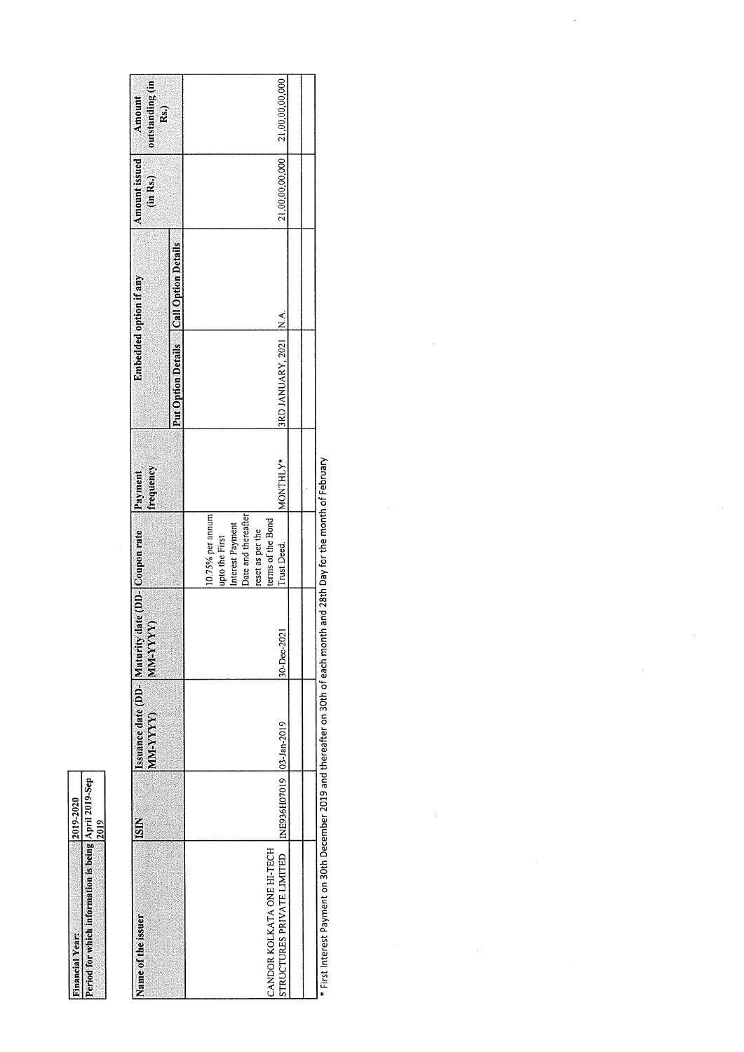| | |
|---|---|
| **Financial Year:** | 2019-2020 |
| **Period for which information is being** | April 2019-Sep 2019 |

| Name of the issuer | ISIN | Issuance date (DD-MM-YYYY) | Maturity date (DD-MM-YYYY) | Coupon rate | Payment frequency | Embedded option if any | | Amount issued (in Rs.) | Amount outstanding (in Rs.) |
|---|---|---|---|---|---|---|---|---|---|
| | | | | | | Put Option Details | Call Option Details | | |
| CANDOR KOLKATA ONE HI-TECH STRUCTURES PRIVATE LIMITED | INE936H07019 | 03-Jan-2019 | 30-Dec-2021 | 10.75% per annum upto the First Interest Payment Date and thereafter reset as per the terms of the Bond Trust Deed. | MONTHLY* | 3RD JANUARY, 2021 | N.A. | 21,00,00,00,000 | 21,00,00,00,000 |
| | | | | | | | | | |

* First Interest Payment on 30th December 2019 and thereafter on 30th of each month and 28th Day for the month of February